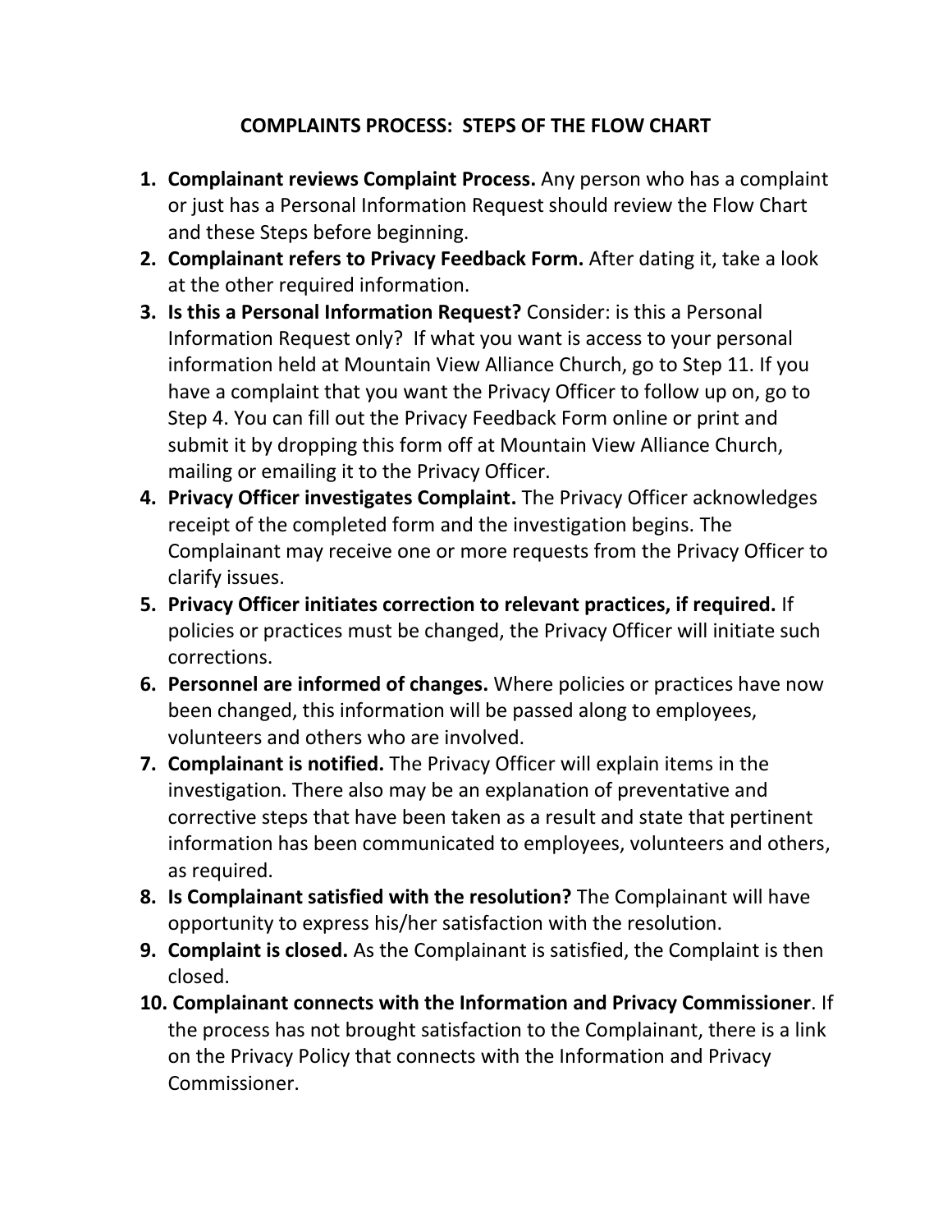# COMPLAINTS PROCESS: STEPS OF THE FLOW CHART

1. **Complainant reviews Complaint Process.** Any person who has a complaint or just has a Personal Information Request should review the Flow Chart and these Steps before beginning.
2. **Complainant refers to Privacy Feedback Form.** After dating it, take a look at the other required information.
3. **Is this a Personal Information Request?** Consider: is this a Personal Information Request only? If what you want is access to your personal information held at Mountain View Alliance Church, go to Step 11. If you have a complaint that you want the Privacy Officer to follow up on, go to Step 4. You can fill out the Privacy Feedback Form online or print and submit it by dropping this form off at Mountain View Alliance Church, mailing or emailing it to the Privacy Officer.
4. **Privacy Officer investigates Complaint.** The Privacy Officer acknowledges receipt of the completed form and the investigation begins. The Complainant may receive one or more requests from the Privacy Officer to clarify issues.
5. **Privacy Officer initiates correction to relevant practices, if required.** If policies or practices must be changed, the Privacy Officer will initiate such corrections.
6. **Personnel are informed of changes.** Where policies or practices have now been changed, this information will be passed along to employees, volunteers and others who are involved.
7. **Complainant is notified.** The Privacy Officer will explain items in the investigation. There also may be an explanation of preventative and corrective steps that have been taken as a result and state that pertinent information has been communicated to employees, volunteers and others, as required.
8. **Is Complainant satisfied with the resolution?** The Complainant will have opportunity to express his/her satisfaction with the resolution.
9. **Complaint is closed.** As the Complainant is satisfied, the Complaint is then closed.
10. **Complainant connects with the Information and Privacy Commissioner**. If the process has not brought satisfaction to the Complainant, there is a link on the Privacy Policy that connects with the Information and Privacy Commissioner.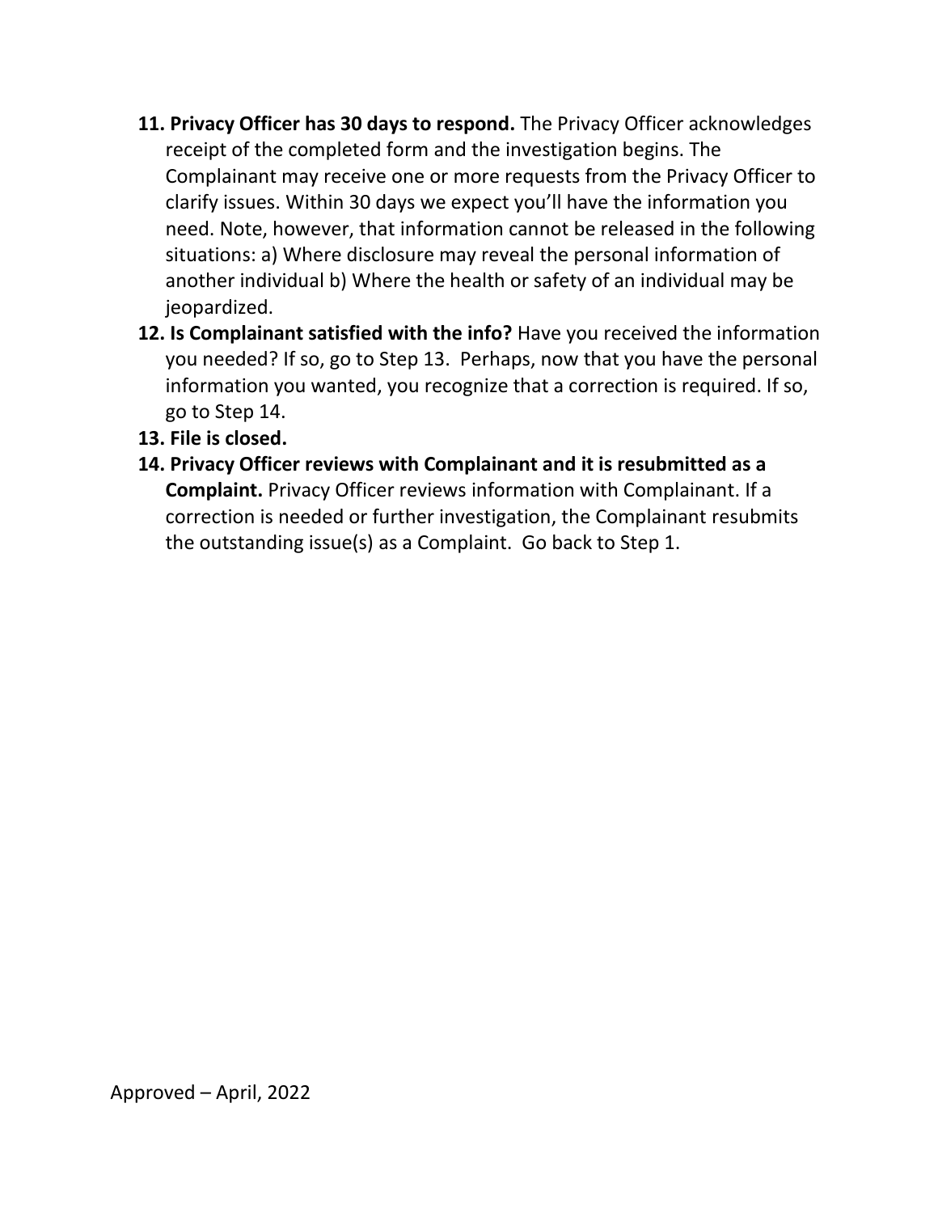11. **Privacy Officer has 30 days to respond.** The Privacy Officer acknowledges receipt of the completed form and the investigation begins. The Complainant may receive one or more requests from the Privacy Officer to clarify issues. Within 30 days we expect you'll have the information you need. Note, however, that information cannot be released in the following situations: a) Where disclosure may reveal the personal information of another individual b) Where the health or safety of an individual may be jeopardized.
12. **Is Complainant satisfied with the info?** Have you received the information you needed? If so, go to Step 13. Perhaps, now that you have the personal information you wanted, you recognize that a correction is required. If so, go to Step 14.
13. **File is closed.**
14. **Privacy Officer reviews with Complainant and it is resubmitted as a Complaint.** Privacy Officer reviews information with Complainant. If a correction is needed or further investigation, the Complainant resubmits the outstanding issue(s) as a Complaint. Go back to Step 1.

Approved – April, 2022